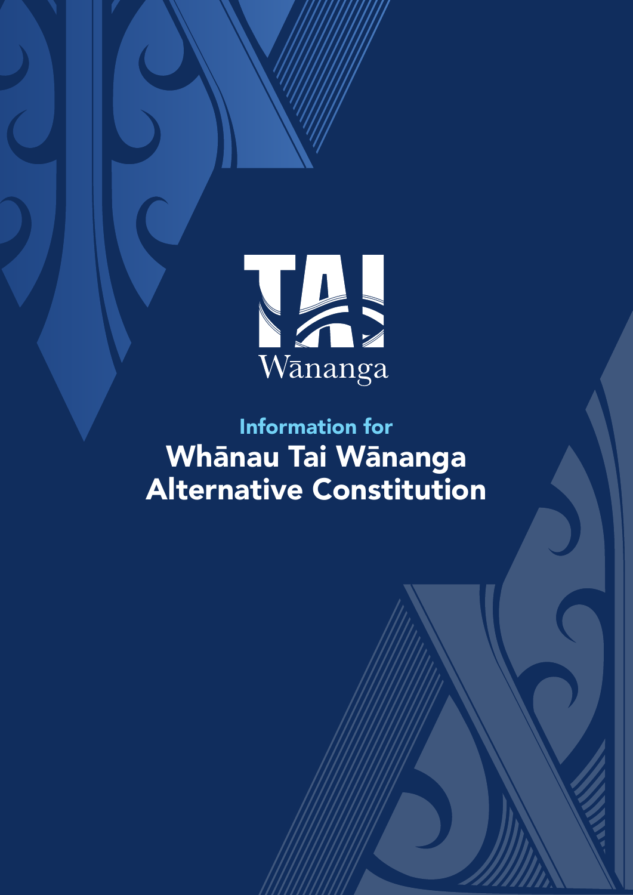TAI Wānanga

Information for

# Whānau Tai Wānanga Alternative Constitution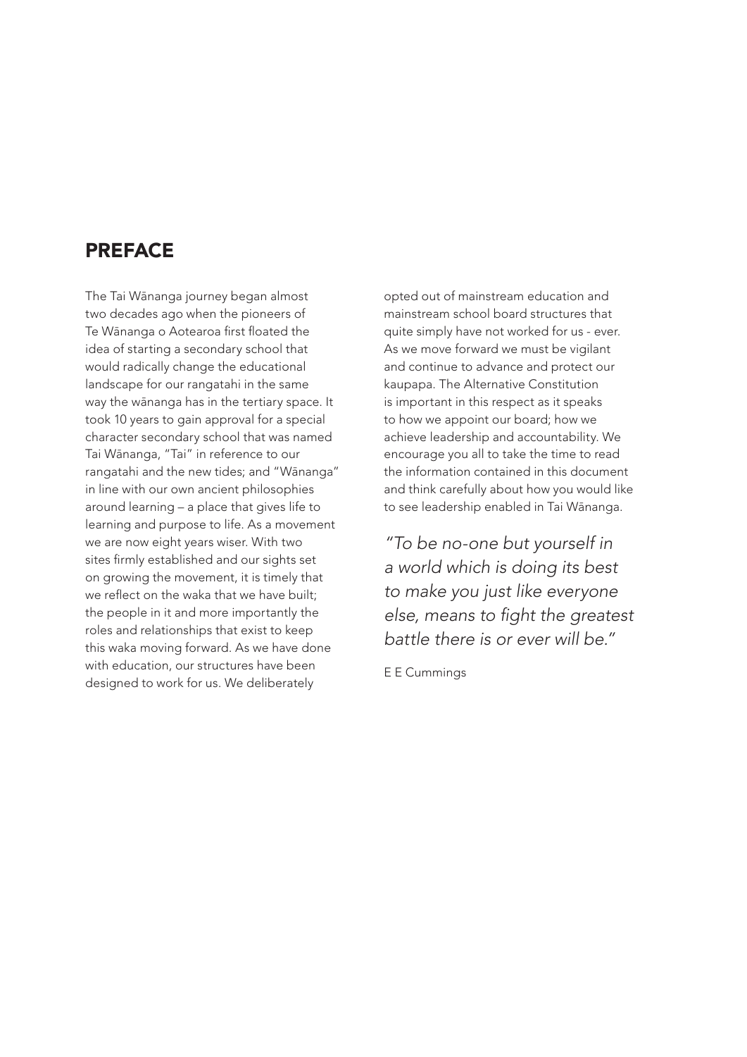## PREFACE

The Tai Wānanga journey began almost two decades ago when the pioneers of Te Wānanga o Aotearoa first floated the idea of starting a secondary school that would radically change the educational landscape for our rangatahi in the same way the wānanga has in the tertiary space. It took 10 years to gain approval for a special character secondary school that was named Tai Wānanga, "Tai" in reference to our rangatahi and the new tides; and "Wānanga" in line with our own ancient philosophies around learning – a place that gives life to learning and purpose to life. As a movement we are now eight years wiser. With two sites firmly established and our sights set on growing the movement, it is timely that we reflect on the waka that we have built; the people in it and more importantly the roles and relationships that exist to keep this waka moving forward. As we have done with education, our structures have been designed to work for us. We deliberately opted out of mainstream education and mainstream school board structures that quite simply have not worked for us - ever. As we move forward we must be vigilant and continue to advance and protect our kaupapa. The Alternative Constitution is important in this respect as it speaks to how we appoint our board; how we achieve leadership and accountability. We encourage you all to take the time to read the information contained in this document and think carefully about how you would like to see leadership enabled in Tai Wānanga.

*"To be no-one but yourself in a world which is doing its best to make you just like everyone else, means to fight the greatest battle there is or ever will be."*

E E Cummings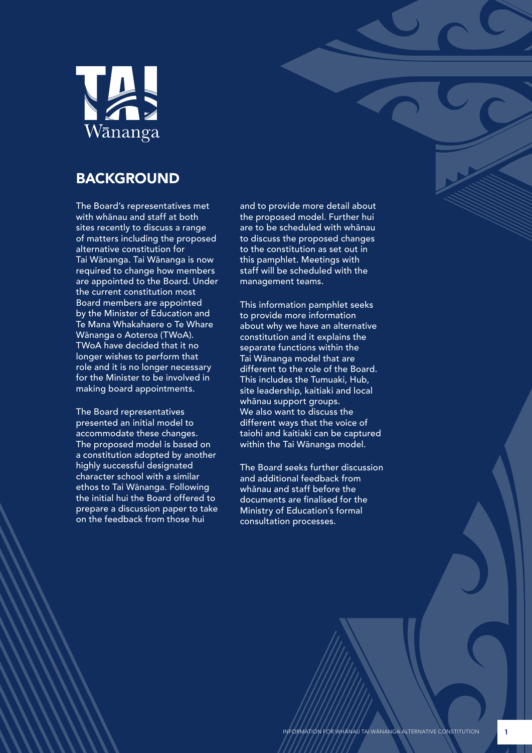## BACKGROUND

The Board's representatives met with whānau and staff at both sites recently to discuss a range of matters including the proposed alternative constitution for Tai Wānanga. Tai Wānanga is now required to change how members are appointed to the Board. Under the current constitution most Board members are appointed by the Minister of Education and Te Mana Whakahaere o Te Whare Wānanga o Aoteroa (TWoA). TWoA have decided that it no longer wishes to perform that role and it is no longer necessary for the Minister to be involved in making board appointments.

The Board representatives presented an initial model to accommodate these changes. The proposed model is based on a constitution adopted by another highly successful designated character school with a similar ethos to Tai Wānanga. Following the initial hui the Board offered to prepare a discussion paper to take on the feedback from those hui and to provide more detail about the proposed model. Further hui are to be scheduled with whānau to discuss the proposed changes to the constitution as set out in this pamphlet. Meetings with staff will be scheduled with the management teams.

This information pamphlet seeks to provide more information about why we have an alternative constitution and it explains the separate functions within the Tai Wānanga model that are different to the role of the Board. This includes the Tumuaki, Hub, site leadership, kaitiaki and local whānau support groups. We also want to discuss the different ways that the voice of taiohi and kaitiaki can be captured within the Tai Wānanga model.

The Board seeks further discussion and additional feedback from whānau and staff before the documents are finalised for the Ministry of Education's formal consultation processes.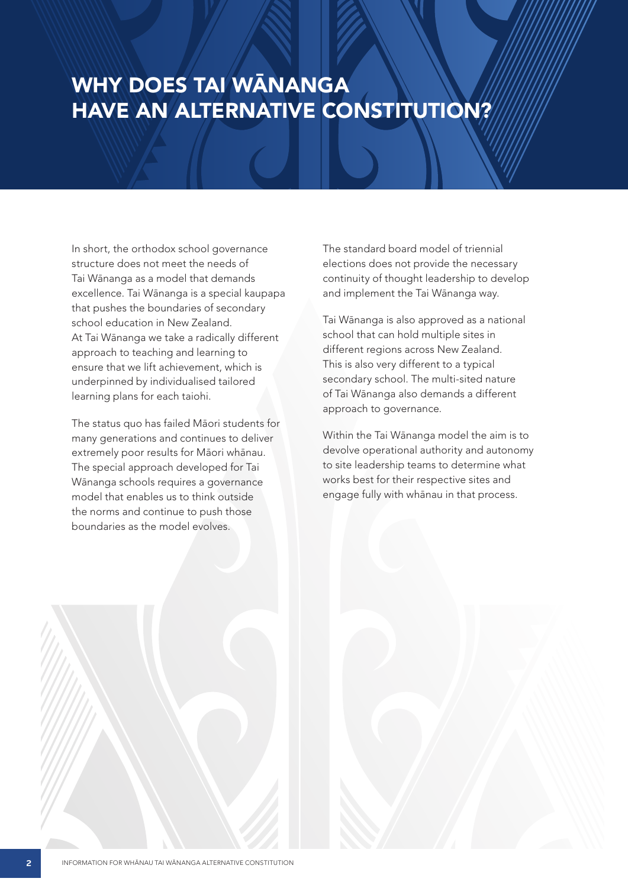# WHY DOES TAI WĀNANGA HAVE AN ALTERNATIVE CONSTITUTION?

In short, the orthodox school governance structure does not meet the needs of Tai Wānanga as a model that demands excellence. Tai Wānanga is a special kaupapa that pushes the boundaries of secondary school education in New Zealand. At Tai Wānanga we take a radically different approach to teaching and learning to ensure that we lift achievement, which is underpinned by individualised tailored learning plans for each taiohi.

The status quo has failed Māori students for many generations and continues to deliver extremely poor results for Māori whānau. The special approach developed for Tai Wānanga schools requires a governance model that enables us to think outside the norms and continue to push those boundaries as the model evolves.

The standard board model of triennial elections does not provide the necessary continuity of thought leadership to develop and implement the Tai Wānanga way.

Tai Wānanga is also approved as a national school that can hold multiple sites in different regions across New Zealand. This is also very different to a typical secondary school. The multi-sited nature of Tai Wānanga also demands a different approach to governance.

Within the Tai Wānanga model the aim is to devolve operational authority and autonomy to site leadership teams to determine what works best for their respective sites and engage fully with whānau in that process.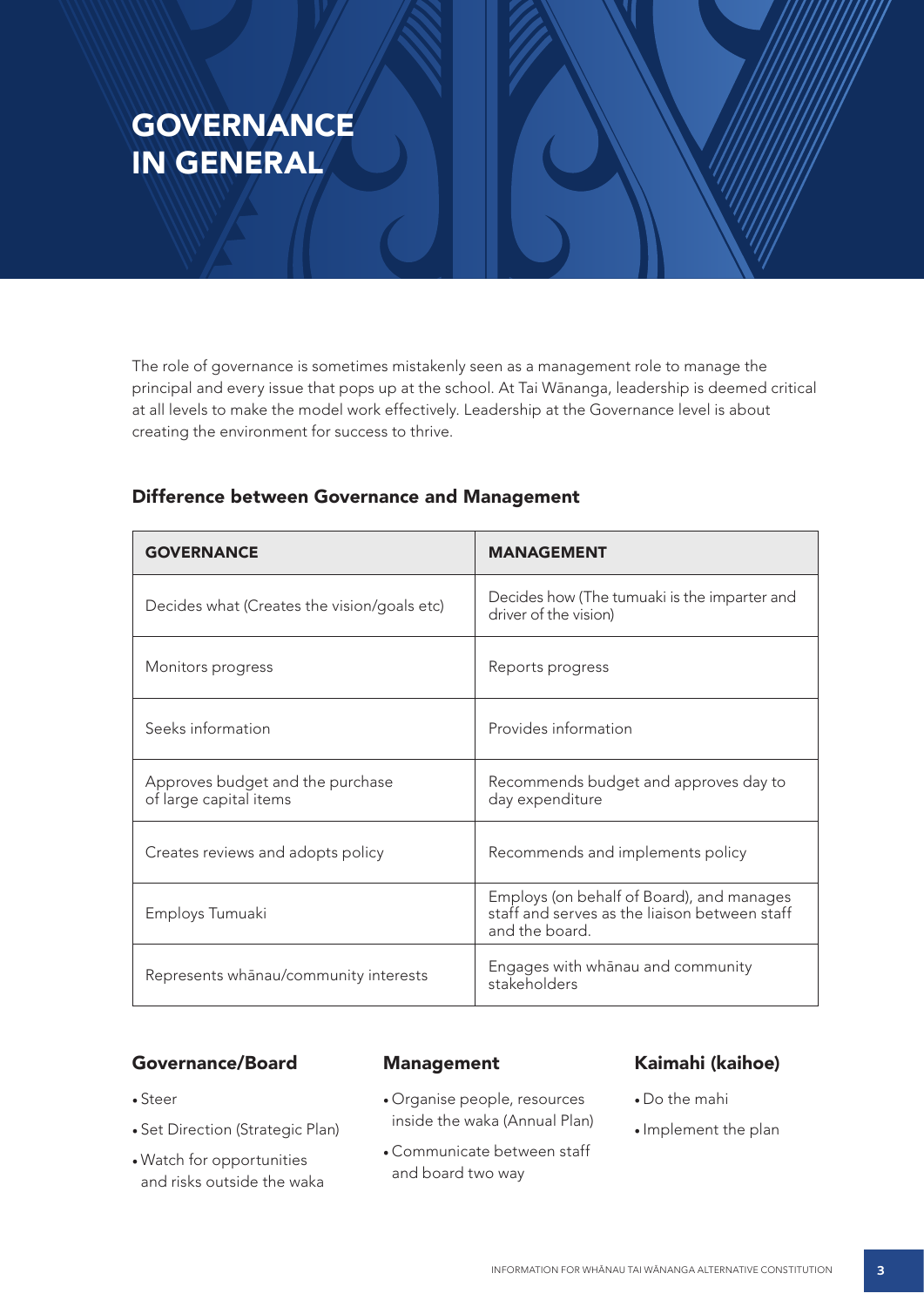# GOVERNANCE IN GENERAL

The role of governance is sometimes mistakenly seen as a management role to manage the principal and every issue that pops up at the school. At Tai Wānanga, leadership is deemed critical at all levels to make the model work effectively. Leadership at the Governance level is about creating the environment for success to thrive.

## Difference between Governance and Management

| GOVERNANCE | MANAGEMENT |
|---|---|
| Decides what (Creates the vision/goals etc) | Decides how (The tumuaki is the imparter and driver of the vision) |
| Monitors progress | Reports progress |
| Seeks information | Provides information |
| Approves budget and the purchase of large capital items | Recommends budget and approves day to day expenditure |
| Creates reviews and adopts policy | Recommends and implements policy |
| Employs Tumuaki | Employs (on behalf of Board), and manages staff and serves as the liaison between staff and the board. |
| Represents whānau/community interests | Engages with whānau and community stakeholders |

### Governance/Board

- Steer
- Set Direction (Strategic Plan)
- Watch for opportunities and risks outside the waka

### Management

- Organise people, resources inside the waka (Annual Plan)
- Communicate between staff and board two way

### Kaimahi (kaihoe)

- Do the mahi
- Implement the plan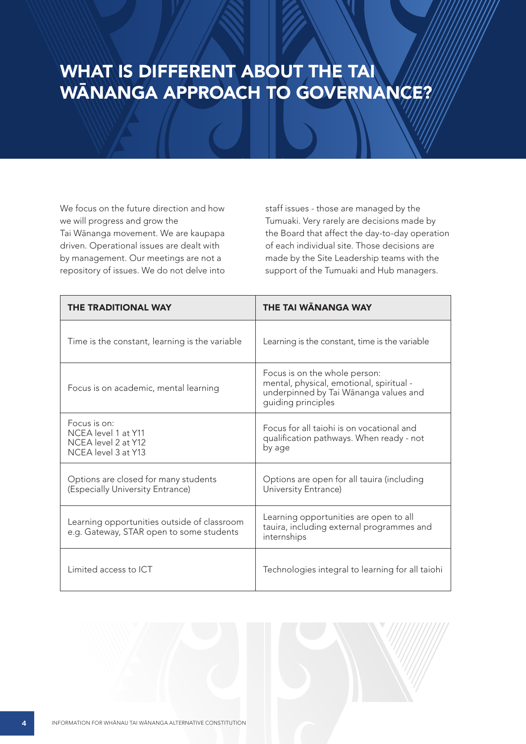# WHAT IS DIFFERENT ABOUT THE TAI WĀNANGA APPROACH TO GOVERNANCE?

We focus on the future direction and how we will progress and grow the Tai Wānanga movement. We are kaupapa driven. Operational issues are dealt with by management. Our meetings are not a repository of issues. We do not delve into staff issues - those are managed by the Tumuaki. Very rarely are decisions made by the Board that affect the day-to-day operation of each individual site. Those decisions are made by the Site Leadership teams with the support of the Tumuaki and Hub managers.

| THE TRADITIONAL WAY | THE TAI WĀNANGA WAY |
|---|---|
| Time is the constant, learning is the variable | Learning is the constant, time is the variable |
| Focus is on academic, mental learning | Focus is on the whole person: mental, physical, emotional, spiritual - underpinned by Tai Wānanga values and guiding principles |
| Focus is on: NCEA level 1 at Y11 NCEA level 2 at Y12 NCEA level 3 at Y13 | Focus for all taiohi is on vocational and qualification pathways. When ready - not by age |
| Options are closed for many students (Especially University Entrance) | Options are open for all tauira (including University Entrance) |
| Learning opportunities outside of classroom e.g. Gateway, STAR open to some students | Learning opportunities are open to all tauira, including external programmes and internships |
| Limited access to ICT | Technologies integral to learning for all taiohi |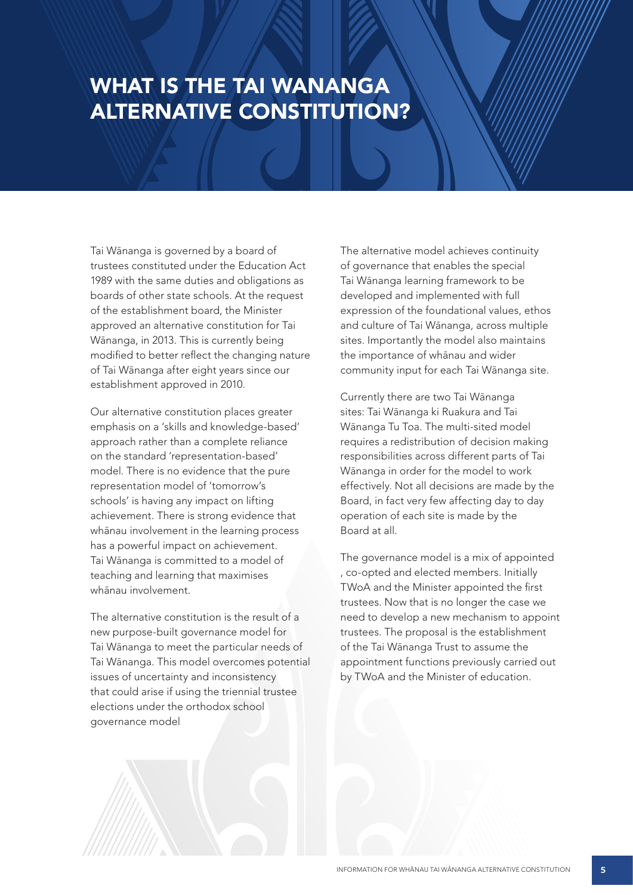# WHAT IS THE TAI WANANGA ALTERNATIVE CONSTITUTION?

Tai Wānanga is governed by a board of trustees constituted under the Education Act 1989 with the same duties and obligations as boards of other state schools. At the request of the establishment board, the Minister approved an alternative constitution for Tai Wānanga, in 2013. This is currently being modified to better reflect the changing nature of Tai Wānanga after eight years since our establishment approved in 2010.

Our alternative constitution places greater emphasis on a 'skills and knowledge-based' approach rather than a complete reliance on the standard 'representation-based' model. There is no evidence that the pure representation model of 'tomorrow's schools' is having any impact on lifting achievement. There is strong evidence that whānau involvement in the learning process has a powerful impact on achievement. Tai Wānanga is committed to a model of teaching and learning that maximises whānau involvement.

The alternative constitution is the result of a new purpose-built governance model for Tai Wānanga to meet the particular needs of Tai Wānanga. This model overcomes potential issues of uncertainty and inconsistency that could arise if using the triennial trustee elections under the orthodox school governance model

The alternative model achieves continuity of governance that enables the special Tai Wānanga learning framework to be developed and implemented with full expression of the foundational values, ethos and culture of Tai Wānanga, across multiple sites. Importantly the model also maintains the importance of whānau and wider community input for each Tai Wānanga site.

Currently there are two Tai Wānanga sites: Tai Wānanga ki Ruakura and Tai Wānanga Tu Toa. The multi-sited model requires a redistribution of decision making responsibilities across different parts of Tai Wānanga in order for the model to work effectively. Not all decisions are made by the Board, in fact very few affecting day to day operation of each site is made by the Board at all.

The governance model is a mix of appointed , co-opted and elected members. Initially TWoA and the Minister appointed the first trustees. Now that is no longer the case we need to develop a new mechanism to appoint trustees. The proposal is the establishment of the Tai Wānanga Trust to assume the appointment functions previously carried out by TWoA and the Minister of education.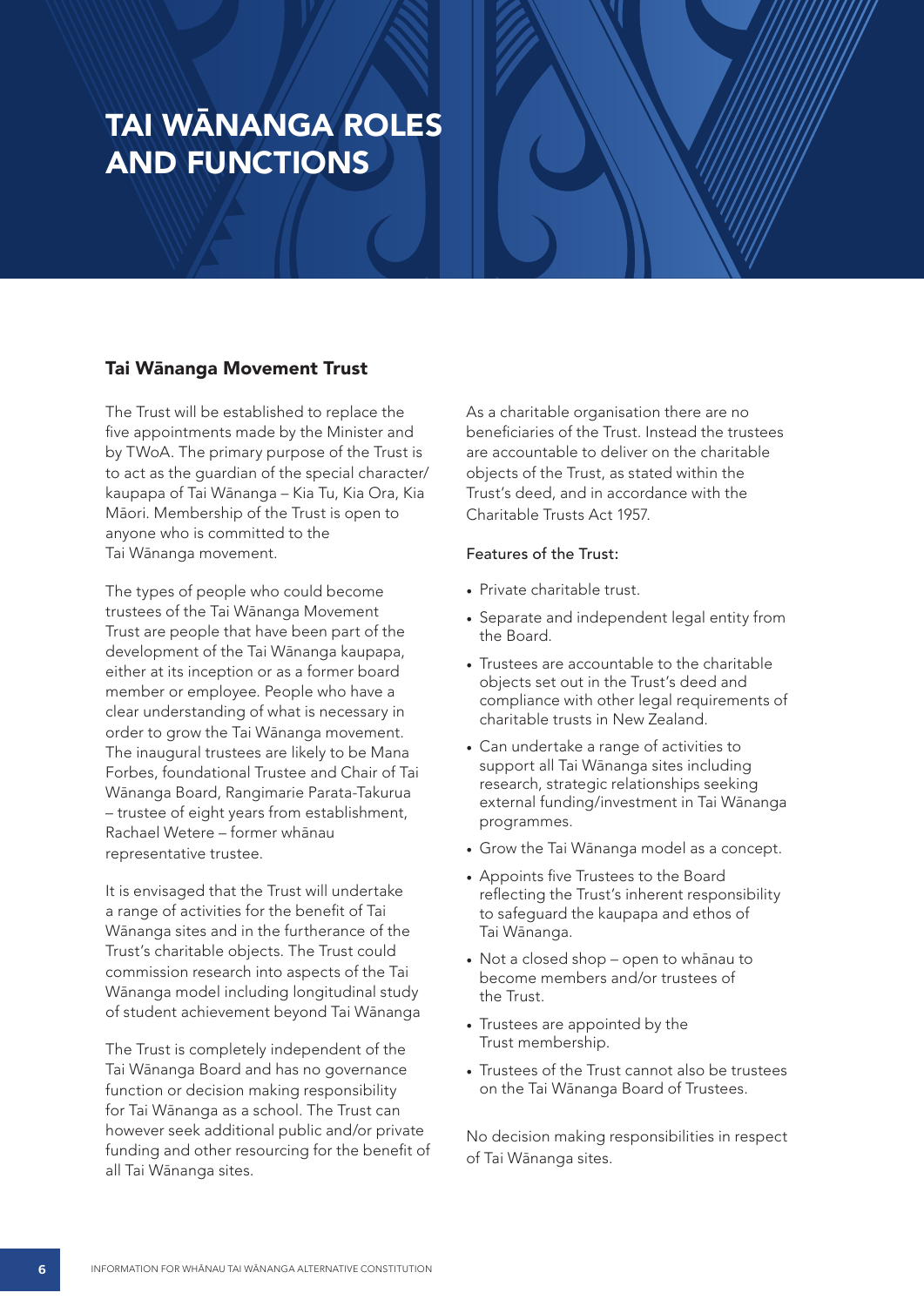# TAI WĀNANGA ROLES AND FUNCTIONS

## Tai Wānanga Movement Trust

The Trust will be established to replace the five appointments made by the Minister and by TWoA. The primary purpose of the Trust is to act as the guardian of the special character/ kaupapa of Tai Wānanga – Kia Tu, Kia Ora, Kia Māori. Membership of the Trust is open to anyone who is committed to the Tai Wānanga movement.

The types of people who could become trustees of the Tai Wānanga Movement Trust are people that have been part of the development of the Tai Wānanga kaupapa, either at its inception or as a former board member or employee. People who have a clear understanding of what is necessary in order to grow the Tai Wānanga movement. The inaugural trustees are likely to be Mana Forbes, foundational Trustee and Chair of Tai Wānanga Board, Rangimarie Parata-Takurua – trustee of eight years from establishment, Rachael Wetere – former whānau representative trustee.

It is envisaged that the Trust will undertake a range of activities for the benefit of Tai Wānanga sites and in the furtherance of the Trust's charitable objects. The Trust could commission research into aspects of the Tai Wānanga model including longitudinal study of student achievement beyond Tai Wānanga

The Trust is completely independent of the Tai Wānanga Board and has no governance function or decision making responsibility for Tai Wānanga as a school. The Trust can however seek additional public and/or private funding and other resourcing for the benefit of all Tai Wānanga sites.

As a charitable organisation there are no beneficiaries of the Trust. Instead the trustees are accountable to deliver on the charitable objects of the Trust, as stated within the Trust's deed, and in accordance with the Charitable Trusts Act 1957.

Features of the Trust:

- Private charitable trust.
- Separate and independent legal entity from the Board.
- Trustees are accountable to the charitable objects set out in the Trust's deed and compliance with other legal requirements of charitable trusts in New Zealand.
- Can undertake a range of activities to support all Tai Wānanga sites including research, strategic relationships seeking external funding/investment in Tai Wānanga programmes.
- Grow the Tai Wānanga model as a concept.
- Appoints five Trustees to the Board reflecting the Trust's inherent responsibility to safeguard the kaupapa and ethos of Tai Wānanga.
- Not a closed shop – open to whānau to become members and/or trustees of the Trust.
- Trustees are appointed by the Trust membership.
- Trustees of the Trust cannot also be trustees on the Tai Wānanga Board of Trustees.

No decision making responsibilities in respect of Tai Wānanga sites.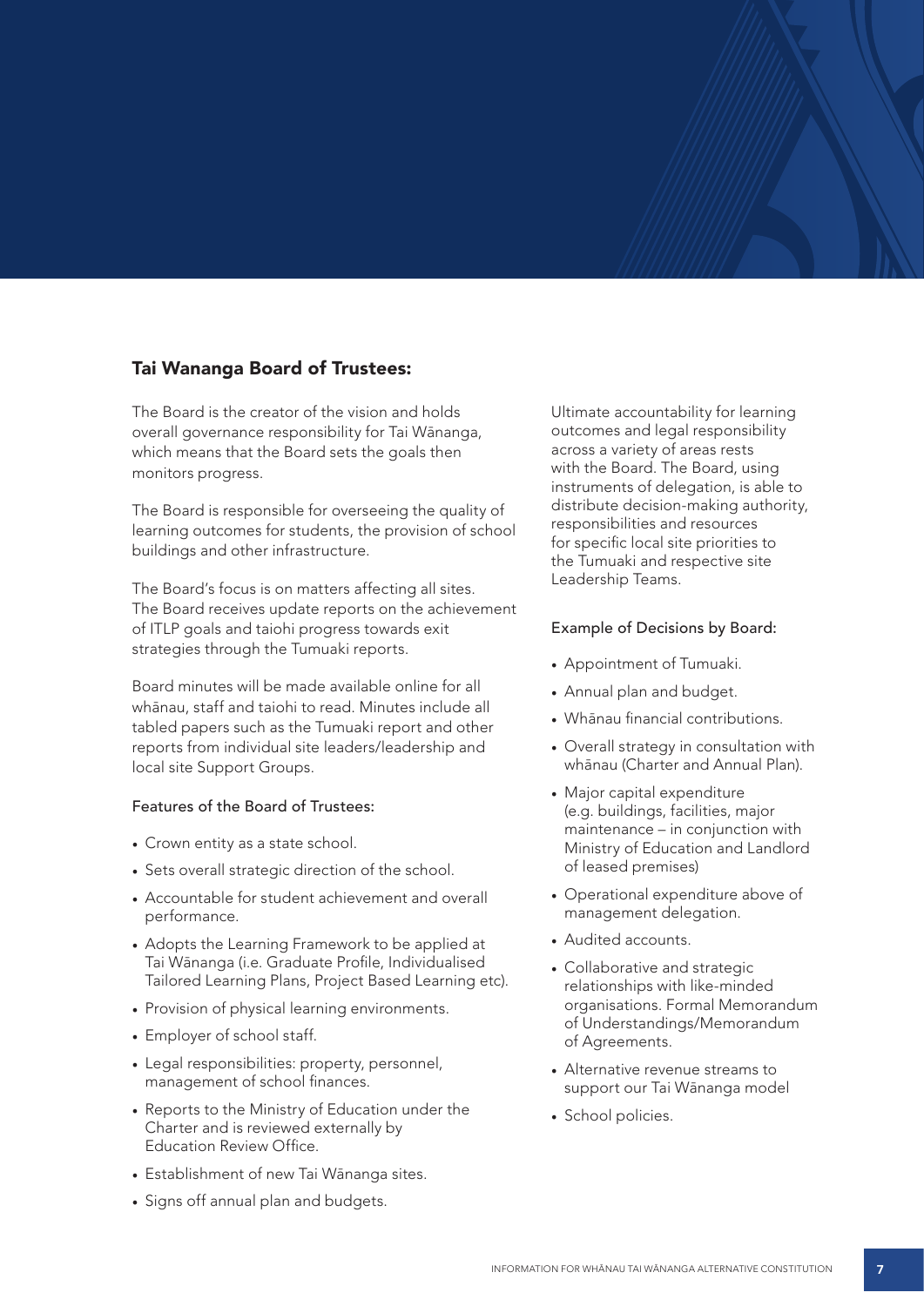## Tai Wananga Board of Trustees:

The Board is the creator of the vision and holds overall governance responsibility for Tai Wānanga, which means that the Board sets the goals then monitors progress.

The Board is responsible for overseeing the quality of learning outcomes for students, the provision of school buildings and other infrastructure.

The Board's focus is on matters affecting all sites. The Board receives update reports on the achievement of ITLP goals and taiohi progress towards exit strategies through the Tumuaki reports.

Board minutes will be made available online for all whānau, staff and taiohi to read. Minutes include all tabled papers such as the Tumuaki report and other reports from individual site leaders/leadership and local site Support Groups.

### Features of the Board of Trustees:

- Crown entity as a state school.
- Sets overall strategic direction of the school.
- Accountable for student achievement and overall performance.
- Adopts the Learning Framework to be applied at Tai Wānanga (i.e. Graduate Profile, Individualised Tailored Learning Plans, Project Based Learning etc).
- Provision of physical learning environments.
- Employer of school staff.
- Legal responsibilities: property, personnel, management of school finances.
- Reports to the Ministry of Education under the Charter and is reviewed externally by Education Review Office.
- Establishment of new Tai Wānanga sites.
- Signs off annual plan and budgets.

Ultimate accountability for learning outcomes and legal responsibility across a variety of areas rests with the Board. The Board, using instruments of delegation, is able to distribute decision-making authority, responsibilities and resources for specific local site priorities to the Tumuaki and respective site Leadership Teams.

### Example of Decisions by Board:

- Appointment of Tumuaki.
- Annual plan and budget.
- Whānau financial contributions.
- Overall strategy in consultation with whānau (Charter and Annual Plan).
- Major capital expenditure (e.g. buildings, facilities, major maintenance – in conjunction with Ministry of Education and Landlord of leased premises)
- Operational expenditure above of management delegation.
- Audited accounts.
- Collaborative and strategic relationships with like-minded organisations. Formal Memorandum of Understandings/Memorandum of Agreements.
- Alternative revenue streams to support our Tai Wānanga model
- School policies.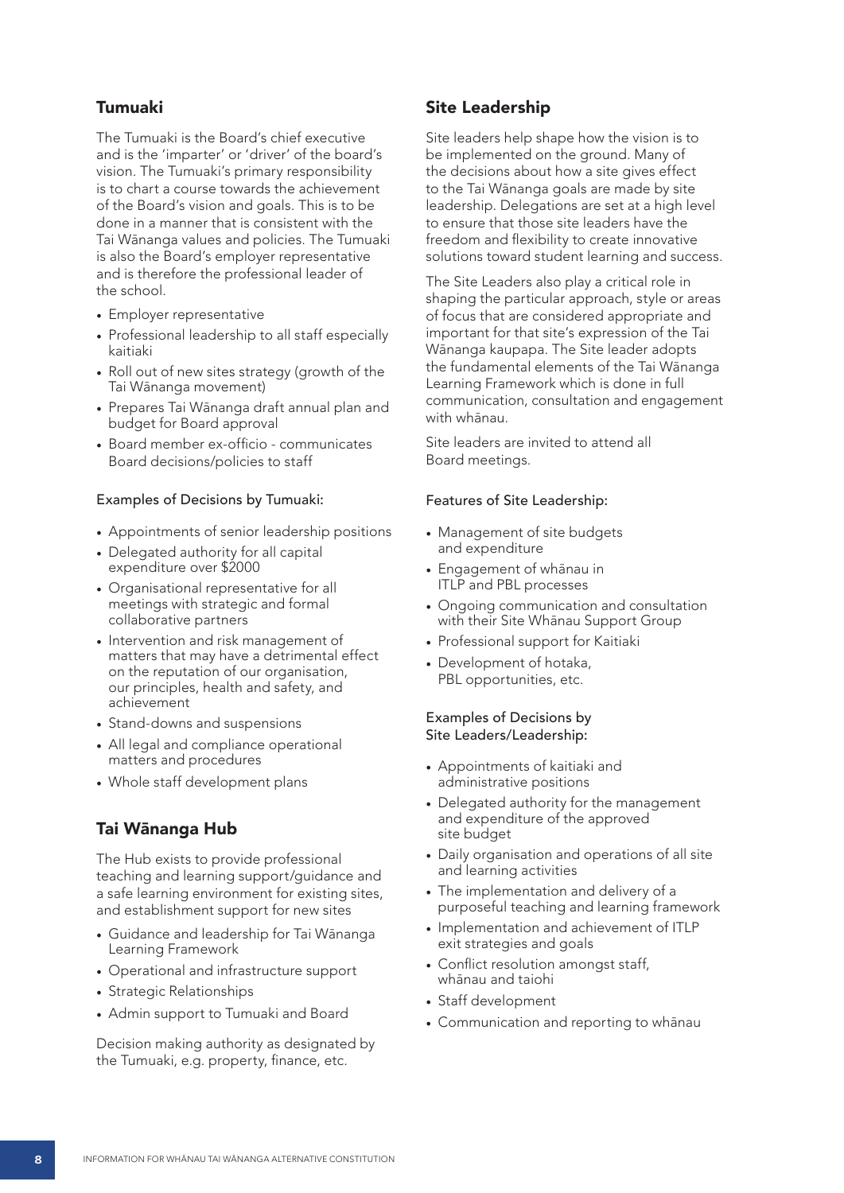## Tumuaki

The Tumuaki is the Board's chief executive and is the 'imparter' or 'driver' of the board's vision. The Tumuaki's primary responsibility is to chart a course towards the achievement of the Board's vision and goals. This is to be done in a manner that is consistent with the Tai Wānanga values and policies. The Tumuaki is also the Board's employer representative and is therefore the professional leader of the school.

- Employer representative
- Professional leadership to all staff especially kaitiaki
- Roll out of new sites strategy (growth of the Tai Wānanga movement)
- Prepares Tai Wānanga draft annual plan and budget for Board approval
- Board member ex-officio - communicates Board decisions/policies to staff

Examples of Decisions by Tumuaki:

- Appointments of senior leadership positions
- Delegated authority for all capital expenditure over $2000
- Organisational representative for all meetings with strategic and formal collaborative partners
- Intervention and risk management of matters that may have a detrimental effect on the reputation of our organisation, our principles, health and safety, and achievement
- Stand-downs and suspensions
- All legal and compliance operational matters and procedures
- Whole staff development plans

## Tai Wānanga Hub

The Hub exists to provide professional teaching and learning support/guidance and a safe learning environment for existing sites, and establishment support for new sites

- Guidance and leadership for Tai Wānanga Learning Framework
- Operational and infrastructure support
- Strategic Relationships
- Admin support to Tumuaki and Board

Decision making authority as designated by the Tumuaki, e.g. property, finance, etc.

## Site Leadership

Site leaders help shape how the vision is to be implemented on the ground. Many of the decisions about how a site gives effect to the Tai Wānanga goals are made by site leadership. Delegations are set at a high level to ensure that those site leaders have the freedom and flexibility to create innovative solutions toward student learning and success.

The Site Leaders also play a critical role in shaping the particular approach, style or areas of focus that are considered appropriate and important for that site's expression of the Tai Wānanga kaupapa. The Site leader adopts the fundamental elements of the Tai Wānanga Learning Framework which is done in full communication, consultation and engagement with whānau.

Site leaders are invited to attend all Board meetings.

Features of Site Leadership:

- Management of site budgets and expenditure
- Engagement of whānau in ITLP and PBL processes
- Ongoing communication and consultation with their Site Whānau Support Group
- Professional support for Kaitiaki
- Development of hotaka, PBL opportunities, etc.

Examples of Decisions by Site Leaders/Leadership:

- Appointments of kaitiaki and administrative positions
- Delegated authority for the management and expenditure of the approved site budget
- Daily organisation and operations of all site and learning activities
- The implementation and delivery of a purposeful teaching and learning framework
- Implementation and achievement of ITLP exit strategies and goals
- Conflict resolution amongst staff, whānau and taiohi
- Staff development
- Communication and reporting to whānau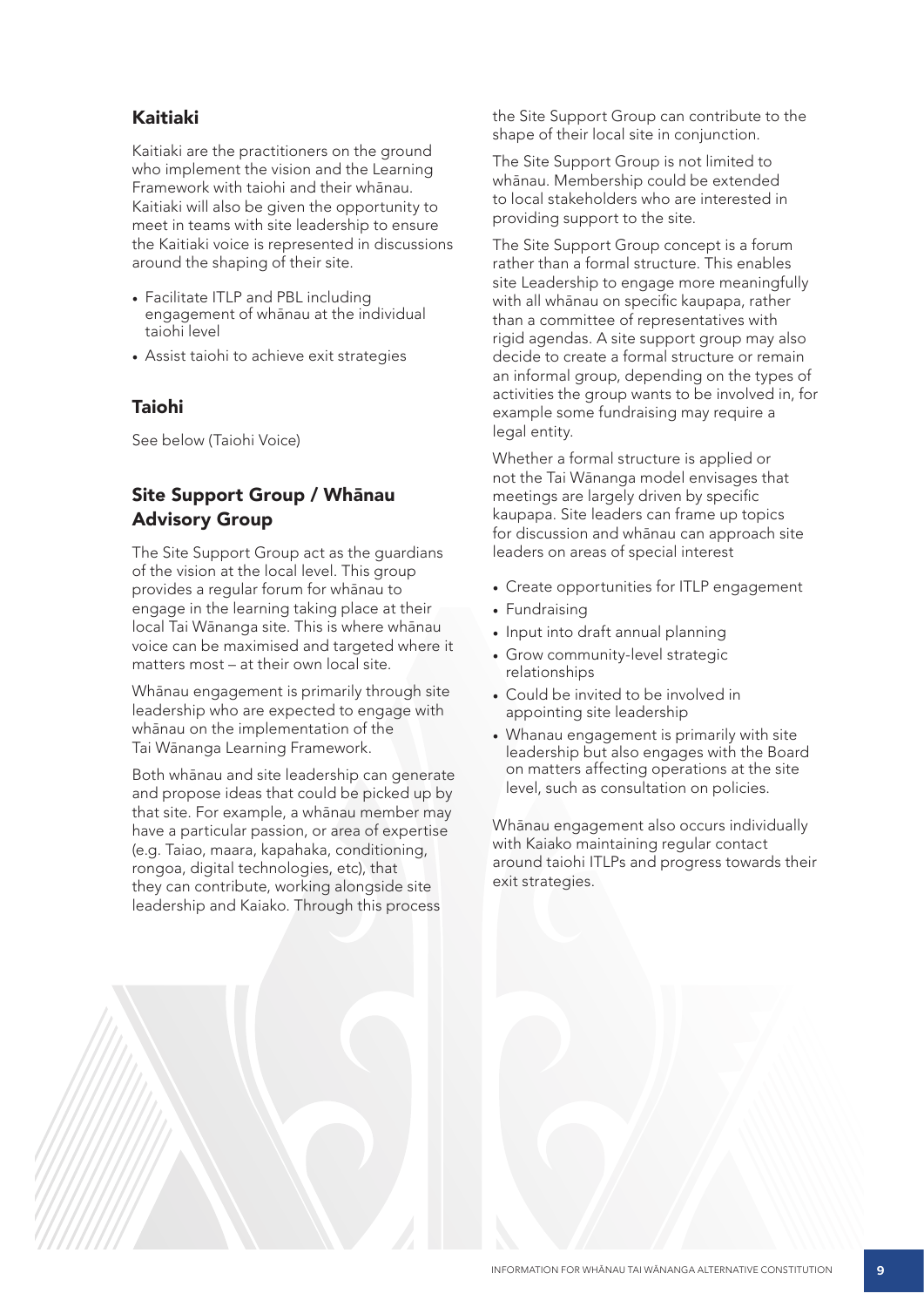## Kaitiaki

Kaitiaki are the practitioners on the ground who implement the vision and the Learning Framework with taiohi and their whānau. Kaitiaki will also be given the opportunity to meet in teams with site leadership to ensure the Kaitiaki voice is represented in discussions around the shaping of their site.

- Facilitate ITLP and PBL including engagement of whānau at the individual taiohi level
- Assist taiohi to achieve exit strategies

## Taiohi

See below (Taiohi Voice)

## Site Support Group / Whānau Advisory Group

The Site Support Group act as the guardians of the vision at the local level. This group provides a regular forum for whānau to engage in the learning taking place at their local Tai Wānanga site. This is where whānau voice can be maximised and targeted where it matters most – at their own local site.

Whānau engagement is primarily through site leadership who are expected to engage with whānau on the implementation of the Tai Wānanga Learning Framework.

Both whānau and site leadership can generate and propose ideas that could be picked up by that site. For example, a whānau member may have a particular passion, or area of expertise (e.g. Taiao, maara, kapahaka, conditioning, rongoa, digital technologies, etc), that they can contribute, working alongside site leadership and Kaiako. Through this process the Site Support Group can contribute to the shape of their local site in conjunction.

The Site Support Group is not limited to whānau. Membership could be extended to local stakeholders who are interested in providing support to the site.

The Site Support Group concept is a forum rather than a formal structure. This enables site Leadership to engage more meaningfully with all whānau on specific kaupapa, rather than a committee of representatives with rigid agendas. A site support group may also decide to create a formal structure or remain an informal group, depending on the types of activities the group wants to be involved in, for example some fundraising may require a legal entity.

Whether a formal structure is applied or not the Tai Wānanga model envisages that meetings are largely driven by specific kaupapa. Site leaders can frame up topics for discussion and whānau can approach site leaders on areas of special interest

- Create opportunities for ITLP engagement
- Fundraising
- Input into draft annual planning
- Grow community-level strategic relationships
- Could be invited to be involved in appointing site leadership
- Whanau engagement is primarily with site leadership but also engages with the Board on matters affecting operations at the site level, such as consultation on policies.

Whānau engagement also occurs individually with Kaiako maintaining regular contact around taiohi ITLPs and progress towards their exit strategies.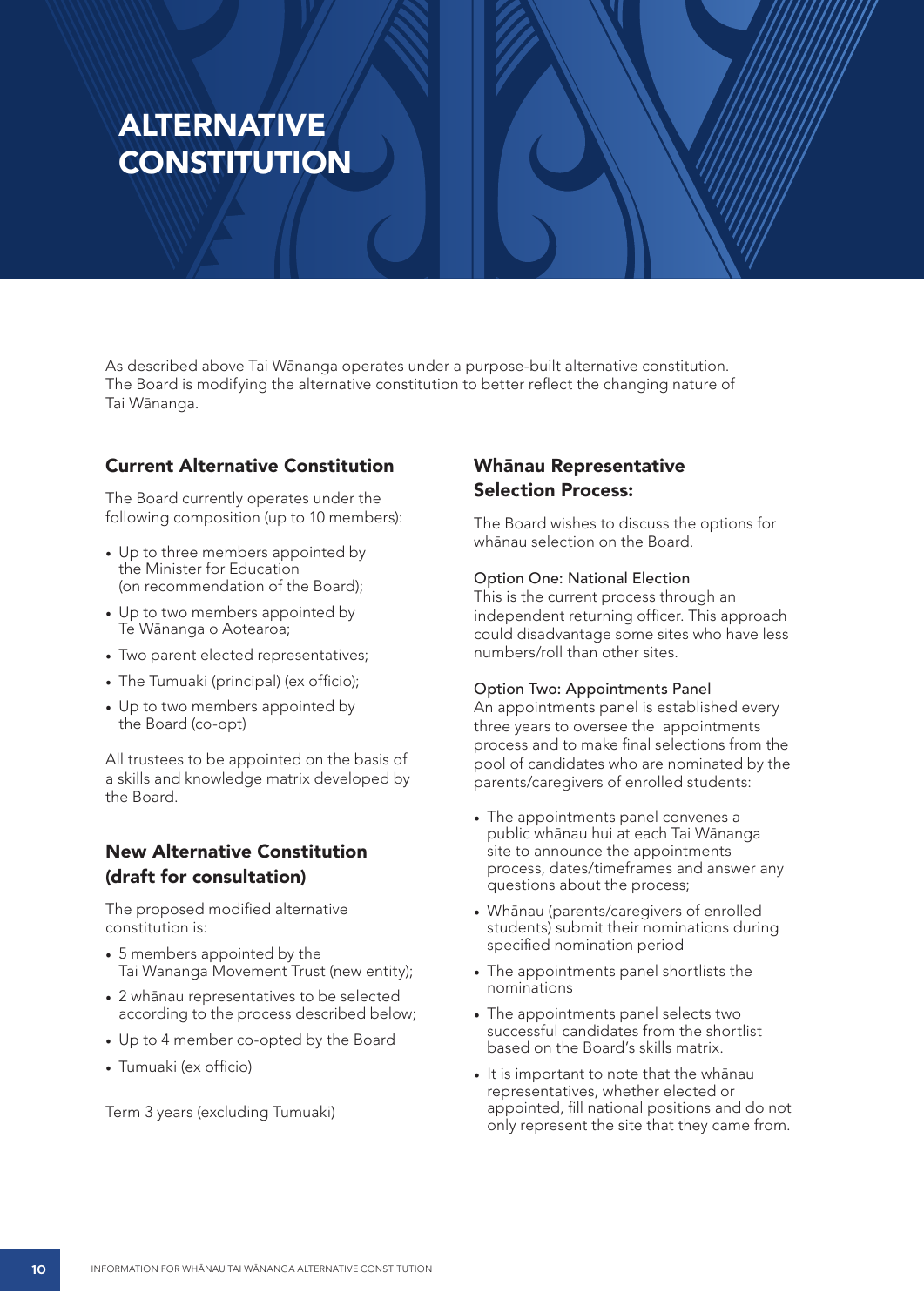# ALTERNATIVE CONSTITUTION

As described above Tai Wānanga operates under a purpose-built alternative constitution. The Board is modifying the alternative constitution to better reflect the changing nature of Tai Wānanga.

## Current Alternative Constitution

The Board currently operates under the following composition (up to 10 members):

- Up to three members appointed by the Minister for Education (on recommendation of the Board);
- Up to two members appointed by Te Wānanga o Aotearoa;
- Two parent elected representatives;
- The Tumuaki (principal) (ex officio);
- Up to two members appointed by the Board (co-opt)

All trustees to be appointed on the basis of a skills and knowledge matrix developed by the Board.

## New Alternative Constitution (draft for consultation)

The proposed modified alternative constitution is:

- 5 members appointed by the Tai Wananga Movement Trust (new entity);
- 2 whānau representatives to be selected according to the process described below;
- Up to 4 member co-opted by the Board
- Tumuaki (ex officio)

Term 3 years (excluding Tumuaki)

## Whānau Representative Selection Process:

The Board wishes to discuss the options for whānau selection on the Board.

Option One: National Election
This is the current process through an independent returning officer. This approach could disadvantage some sites who have less numbers/roll than other sites.

Option Two: Appointments Panel
An appointments panel is established every three years to oversee the appointments process and to make final selections from the pool of candidates who are nominated by the parents/caregivers of enrolled students:

- The appointments panel convenes a public whānau hui at each Tai Wānanga site to announce the appointments process, dates/timeframes and answer any questions about the process;
- Whānau (parents/caregivers of enrolled students) submit their nominations during specified nomination period
- The appointments panel shortlists the nominations
- The appointments panel selects two successful candidates from the shortlist based on the Board's skills matrix.
- It is important to note that the whānau representatives, whether elected or appointed, fill national positions and do not only represent the site that they came from.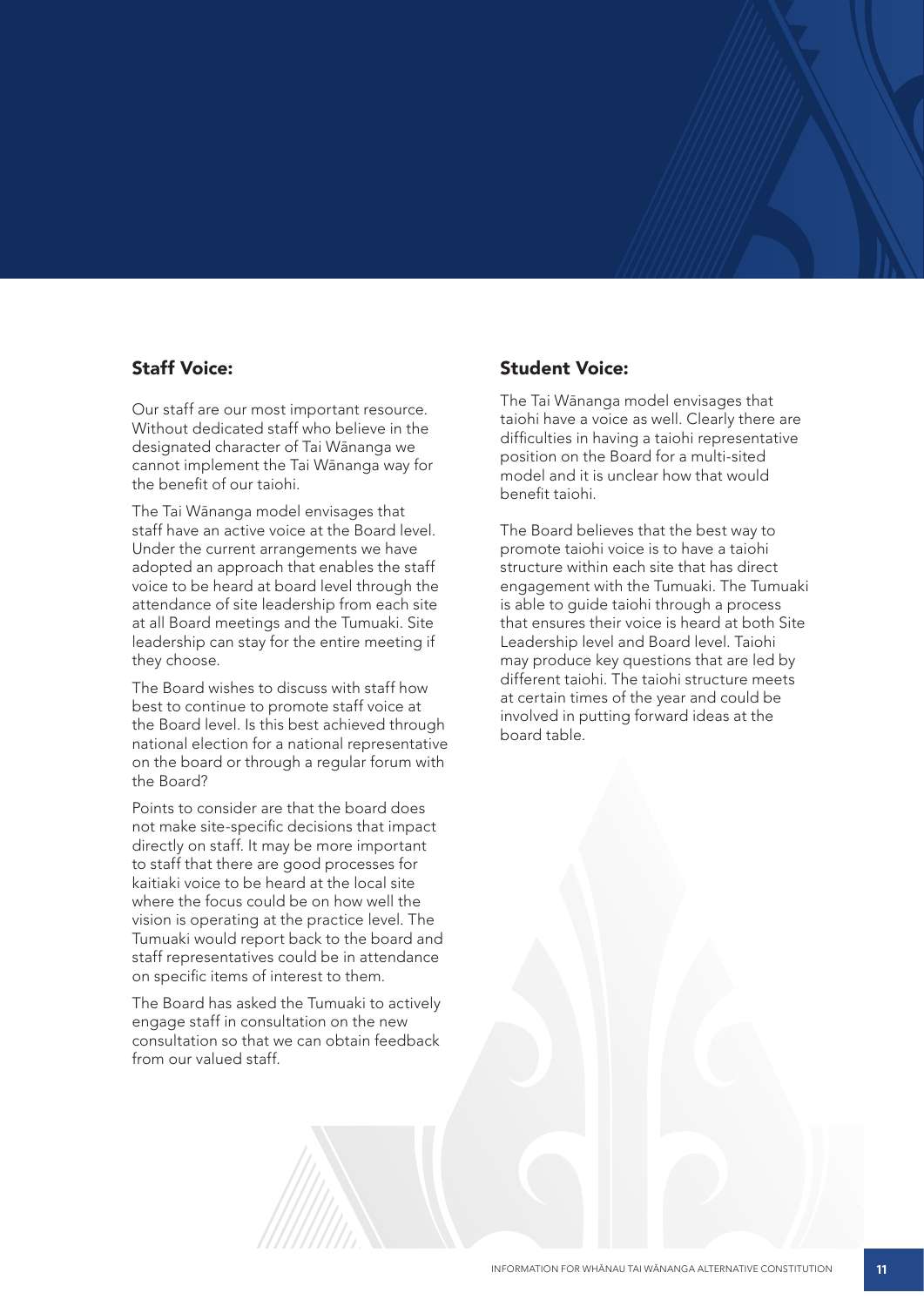### Staff Voice:

Our staff are our most important resource. Without dedicated staff who believe in the designated character of Tai Wānanga we cannot implement the Tai Wānanga way for the benefit of our taiohi.

The Tai Wānanga model envisages that staff have an active voice at the Board level. Under the current arrangements we have adopted an approach that enables the staff voice to be heard at board level through the attendance of site leadership from each site at all Board meetings and the Tumuaki. Site leadership can stay for the entire meeting if they choose.

The Board wishes to discuss with staff how best to continue to promote staff voice at the Board level. Is this best achieved through national election for a national representative on the board or through a regular forum with the Board?

Points to consider are that the board does not make site-specific decisions that impact directly on staff. It may be more important to staff that there are good processes for kaitiaki voice to be heard at the local site where the focus could be on how well the vision is operating at the practice level. The Tumuaki would report back to the board and staff representatives could be in attendance on specific items of interest to them.

The Board has asked the Tumuaki to actively engage staff in consultation on the new consultation so that we can obtain feedback from our valued staff.

### Student Voice:

The Tai Wānanga model envisages that taiohi have a voice as well. Clearly there are difficulties in having a taiohi representative position on the Board for a multi-sited model and it is unclear how that would benefit taiohi.

The Board believes that the best way to promote taiohi voice is to have a taiohi structure within each site that has direct engagement with the Tumuaki. The Tumuaki is able to guide taiohi through a process that ensures their voice is heard at both Site Leadership level and Board level. Taiohi may produce key questions that are led by different taiohi. The taiohi structure meets at certain times of the year and could be involved in putting forward ideas at the board table.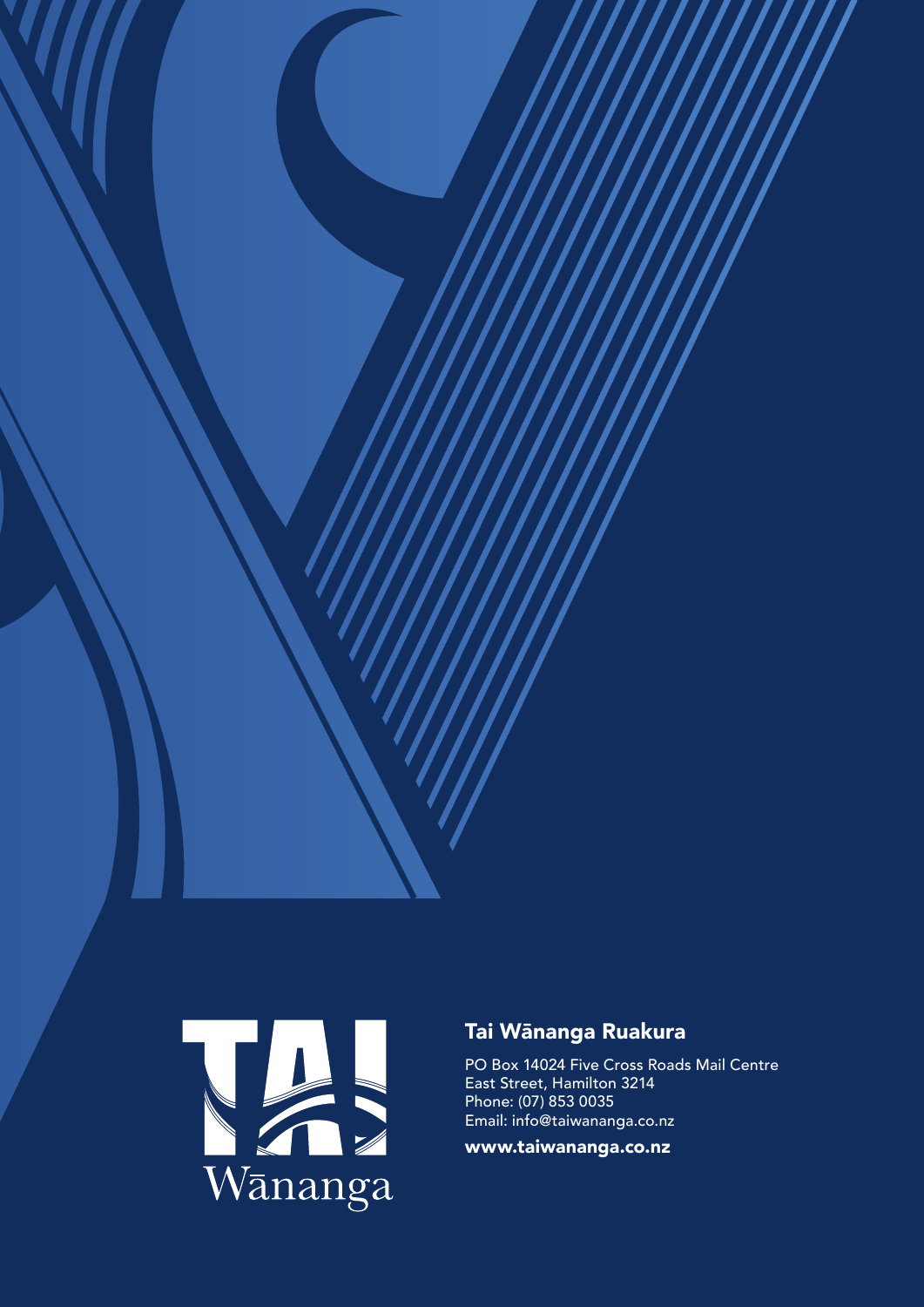TAI Wānanga

## Tai Wānanga Ruakura

PO Box 14024 Five Cross Roads Mail Centre
East Street, Hamilton 3214
Phone: (07) 853 0035
Email: info@taiwananga.co.nz

**www.taiwananga.co.nz**